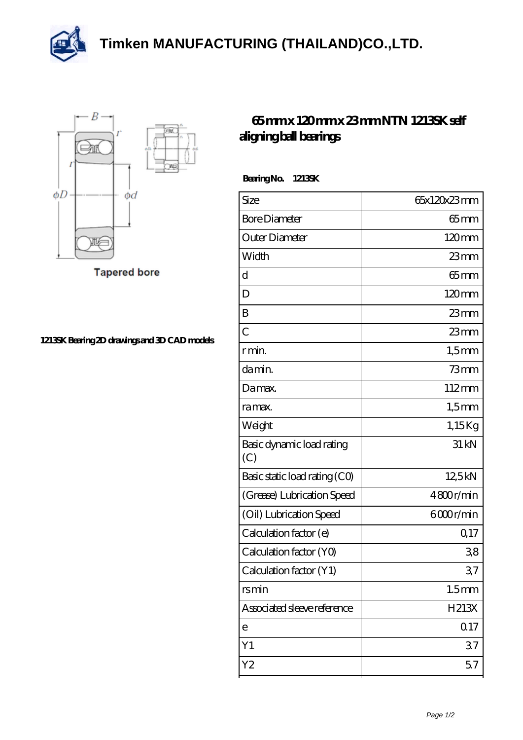# Timken MANUFACTURING (THAILAND)CO.,LTD.

Tapered bore

1213SK Bearing 2D drawings and 3D CAD models

## 65 mm x 120 mm x 23 mm NTN 1213SK self aligning ball bearings

**Bearing No. 1213SK**

| | |
|---|---|
| Size | 65x120x23 mm |
| Bore Diameter | 65 mm |
| Outer Diameter | 120 mm |
| Width | 23 mm |
| d | 65 mm |
| D | 120 mm |
| B | 23 mm |
| C | 23 mm |
| r min. | 1,5 mm |
| da min. | 73 mm |
| Da max. | 112 mm |
| ra max. | 1,5 mm |
| Weight | 1,15 Kg |
| Basic dynamic load rating (C) | 31 kN |
| Basic static load rating (C0) | 12,5 kN |
| (Grease) Lubrication Speed | 4 800 r/min |
| (Oil) Lubrication Speed | 6 000 r/min |
| Calculation factor (e) | 0,17 |
| Calculation factor (Y0) | 3,8 |
| Calculation factor (Y1) | 3,7 |
| rs min | 1.5 mm |
| Associated sleeve reference | H213X |
| e | 0.17 |
| Y1 | 3.7 |
| Y2 | 5.7 |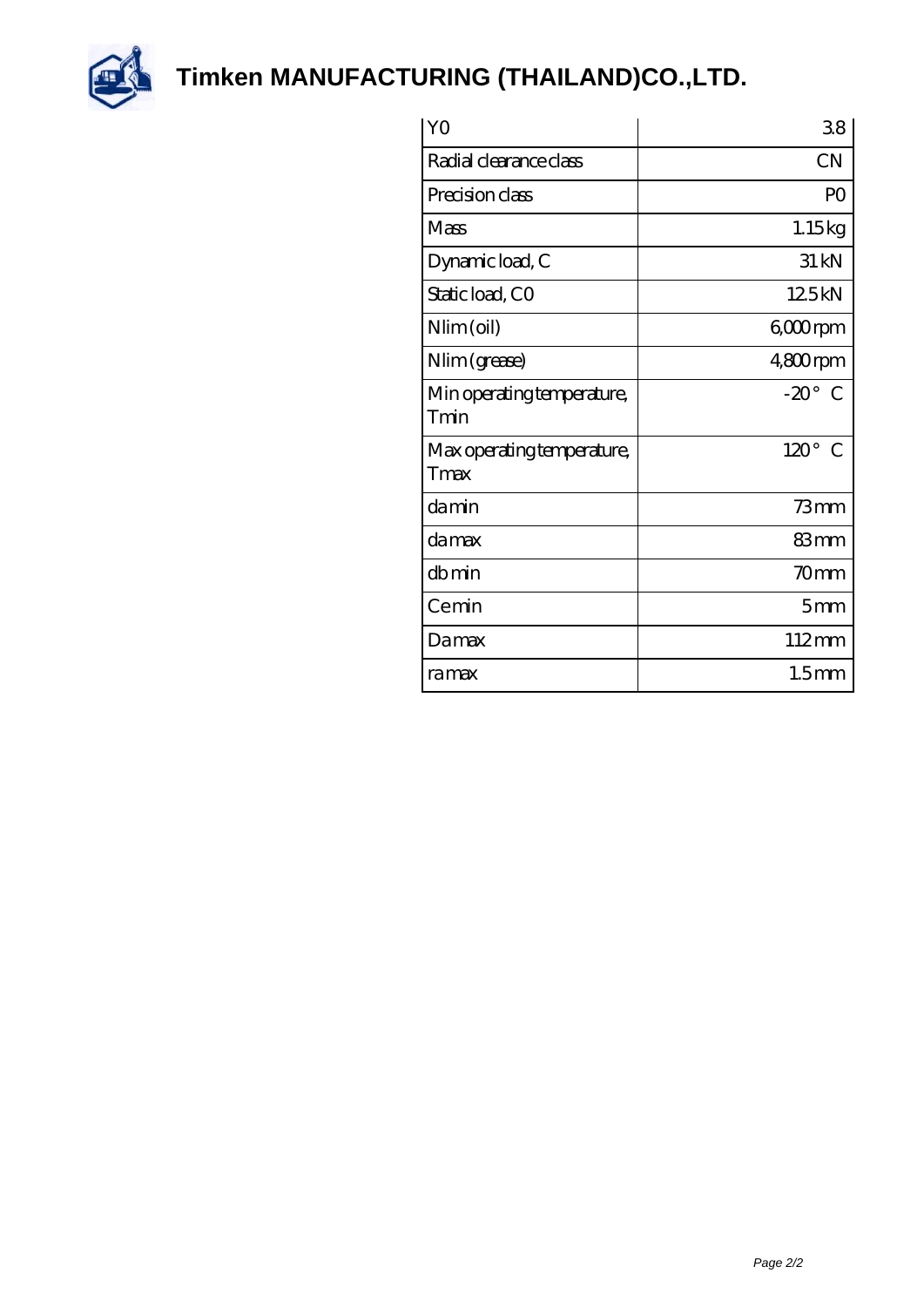# Timken MANUFACTURING (THAILAND)CO.,LTD.

| | |
|---|---|
| Y0 | 3.8 |
| Radial clearance class | CN |
| Precision class | P0 |
| Mass | 1.15 kg |
| Dynamic load, C | 31 kN |
| Static load, C0 | 12.5 kN |
| Nlim (oil) | 6,000 rpm |
| Nlim (grease) | 4,800 rpm |
| Min operating temperature, Tmin | -20° C |
| Max operating temperature, Tmax | 120° C |
| da min | 73 mm |
| da max | 83 mm |
| db min | 70 mm |
| Ce min | 5 mm |
| Da max | 112 mm |
| ra max | 1.5 mm |